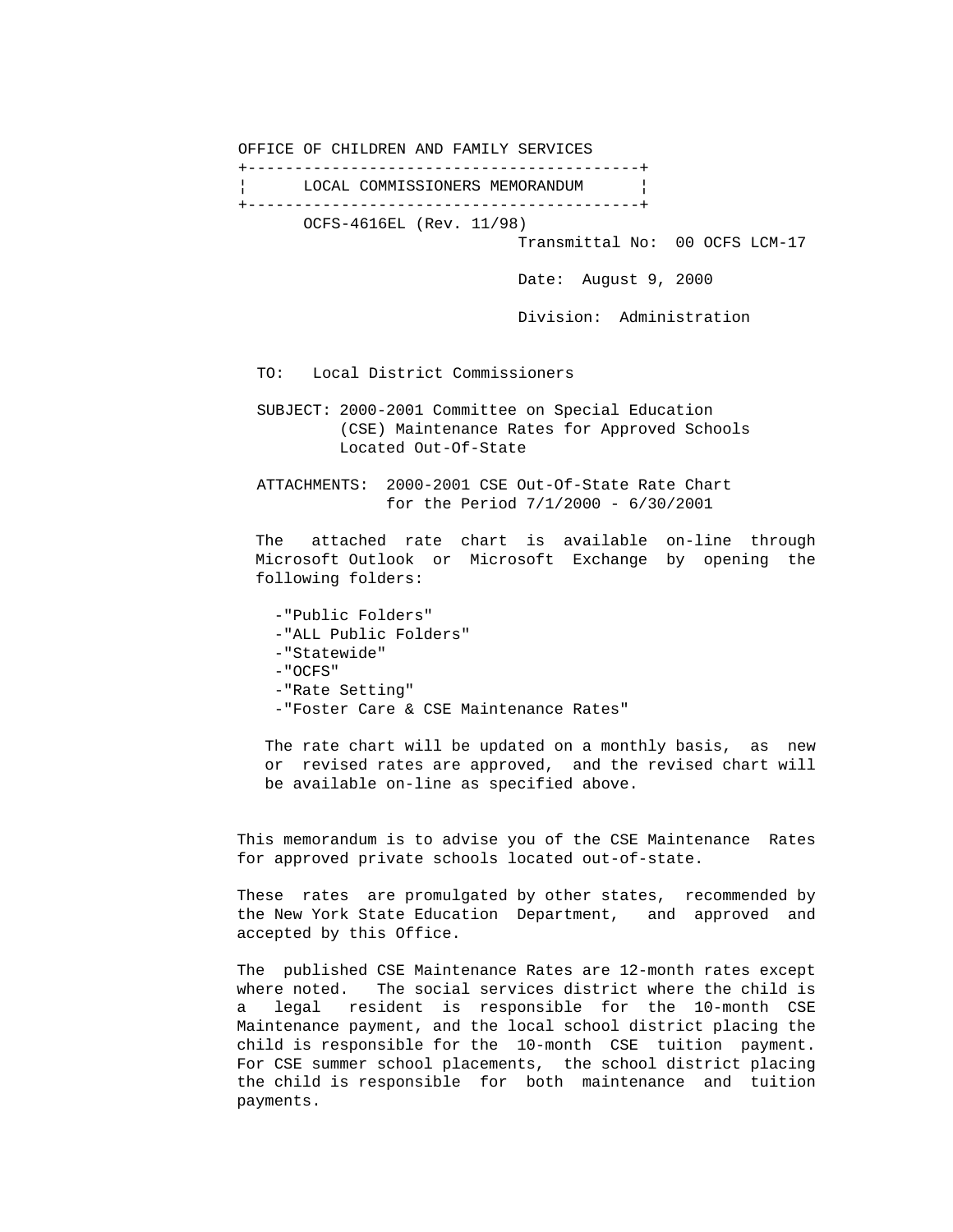OFFICE OF CHILDREN AND FAMILY SERVICES

**LOCAL COMMISSIONERS MEMORANDUM**

OCFS-4616EL (Rev. 11/98)

Transmittal No: 00 OCFS LCM-17

Date: August 9, 2000

Division: Administration

TO: Local District Commissioners

SUBJECT: 2000-2001 Committee on Special Education (CSE) Maintenance Rates for Approved Schools Located Out-Of-State

ATTACHMENTS: 2000-2001 CSE Out-Of-State Rate Chart for the Period 7/1/2000 - 6/30/2001

The attached rate chart is available on-line through Microsoft Outlook or Microsoft Exchange by opening the following folders:

- "Public Folders"
- "ALL Public Folders"
- "Statewide"
- "OCFS"
- "Rate Setting"
- "Foster Care & CSE Maintenance Rates"

The rate chart will be updated on a monthly basis, as new or revised rates are approved, and the revised chart will be available on-line as specified above.

This memorandum is to advise you of the CSE Maintenance Rates for approved private schools located out-of-state.

These rates are promulgated by other states, recommended by the New York State Education Department, and approved and accepted by this Office.

The published CSE Maintenance Rates are 12-month rates except where noted. The social services district where the child is a legal resident is responsible for the 10-month CSE Maintenance payment, and the local school district placing the child is responsible for the 10-month CSE tuition payment. For CSE summer school placements, the school district placing the child is responsible for both maintenance and tuition payments.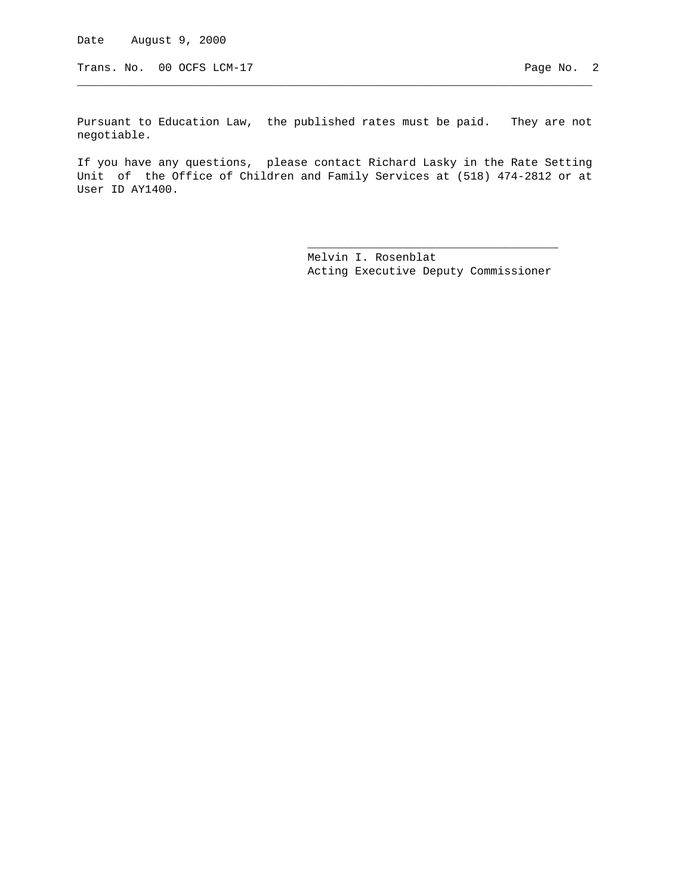Pursuant to Education Law, the published rates must be paid. They are not negotiable.

If you have any questions, please contact Richard Lasky in the Rate Setting Unit of the Office of Children and Family Services at (518) 474-2812 or at User ID AY1400.

Melvin I. Rosenblat
Acting Executive Deputy Commissioner